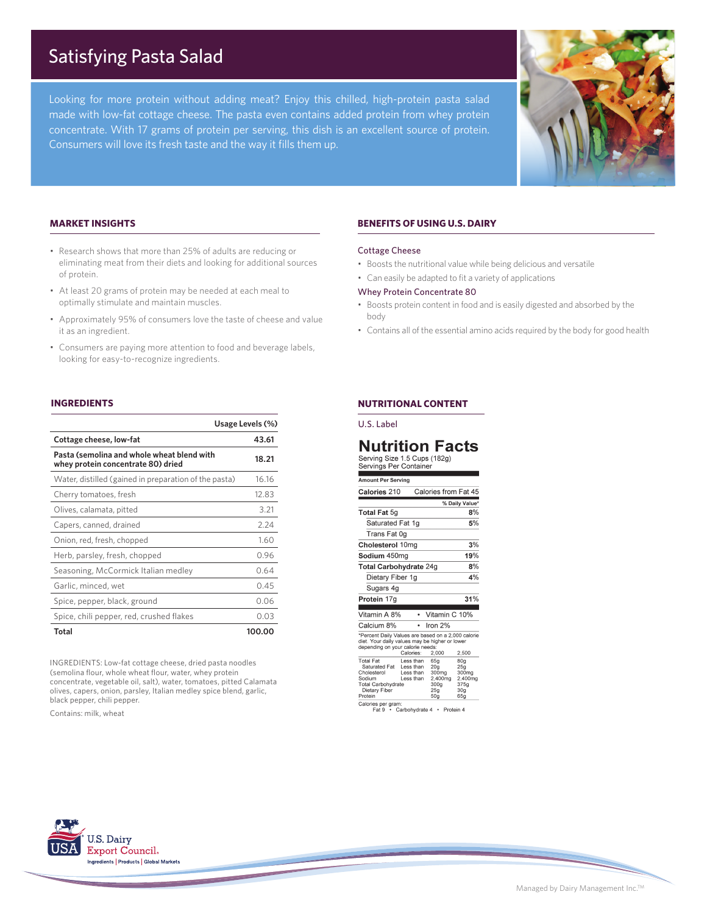# Satisfying Pasta Salad

Looking for more protein without adding meat? Enjoy this chilled, high-protein pasta salad made with low-fat cottage cheese. The pasta even contains added protein from whey protein concentrate. With 17 grams of protein per serving, this dish is an excellent source of protein. Consumers will love its fresh taste and the way it fills them up.

## MARKET INSIGHTS

- Research shows that more than 25% of adults are reducing or eliminating meat from their diets and looking for additional sources of protein.
- At least 20 grams of protein may be needed at each meal to optimally stimulate and maintain muscles.
- Approximately 95% of consumers love the taste of cheese and value it as an ingredient.
- Consumers are paying more attention to food and beverage labels, looking for easy-to-recognize ingredients.

## BENEFITS OF USING U.S. DAIRY

### Cottage Cheese

- Boosts the nutritional value while being delicious and versatile
- Can easily be adapted to fit a variety of applications

### Whey Protein Concentrate 80

- Boosts protein content in food and is easily digested and absorbed by the body
- Contains all of the essential amino acids required by the body for good health

## INGREDIENTS

| | Usage Levels (%) |
|---|---|
| **Cottage cheese, low-fat** | **43.61** |
| **Pasta (semolina and whole wheat blend with whey protein concentrate 80) dried** | **18.21** |
| Water, distilled (gained in preparation of the pasta) | 16.16 |
| Cherry tomatoes, fresh | 12.83 |
| Olives, calamata, pitted | 3.21 |
| Capers, canned, drained | 2.24 |
| Onion, red, fresh, chopped | 1.60 |
| Herb, parsley, fresh, chopped | 0.96 |
| Seasoning, McCormick Italian medley | 0.64 |
| Garlic, minced, wet | 0.45 |
| Spice, pepper, black, ground | 0.06 |
| Spice, chili pepper, red, crushed flakes | 0.03 |
| **Total** | **100.00** |

INGREDIENTS: Low-fat cottage cheese, dried pasta noodles (semolina flour, whole wheat flour, water, whey protein concentrate, vegetable oil, salt), water, tomatoes, pitted Calamata olives, capers, onion, parsley, Italian medley spice blend, garlic, black pepper, chili pepper.

Contains: milk, wheat

## NUTRITIONAL CONTENT

U.S. Label

### Nutrition Facts

Serving Size 1.5 Cups (182g)
Servings Per Container

**Amount Per Serving**

| | |
|---|---|
| **Calories** 210 | Calories from Fat 45 |
| | **% Daily Value*** |
| **Total Fat** 5g | **8%** |
| Saturated Fat 1g | **5%** |
| Trans Fat 0g | |
| **Cholesterol** 10mg | **3%** |
| **Sodium** 450mg | **19%** |
| **Total Carbohydrate** 24g | **8%** |
| Dietary Fiber 1g | **4%** |
| Sugars 4g | |
| **Protein** 17g | **31%** |

Vitamin A 8% • Vitamin C 10%
Calcium 8% • Iron 2%

*Percent Daily Values are based on a 2,000 calorie diet. Your daily values may be higher or lower depending on your calorie needs:

| | Calories: | 2,000 | 2,500 |
|---|---|---|---|
| Total Fat | Less than | 65g | 80g |
| Saturated Fat | Less than | 20g | 25g |
| Cholesterol | Less than | 300mg | 300mg |
| Sodium | Less than | 2,400mg | 2,400mg |
| Total Carbohydrate | | 300g | 375g |
| Dietary Fiber | | 25g | 30g |
| Protein | | 50g | 65g |

Calories per gram:
Fat 9 • Carbohydrate 4 • Protein 4

U.S. Dairy Export Council®
Ingredients | Products | Global Markets

Managed by Dairy Management Inc.™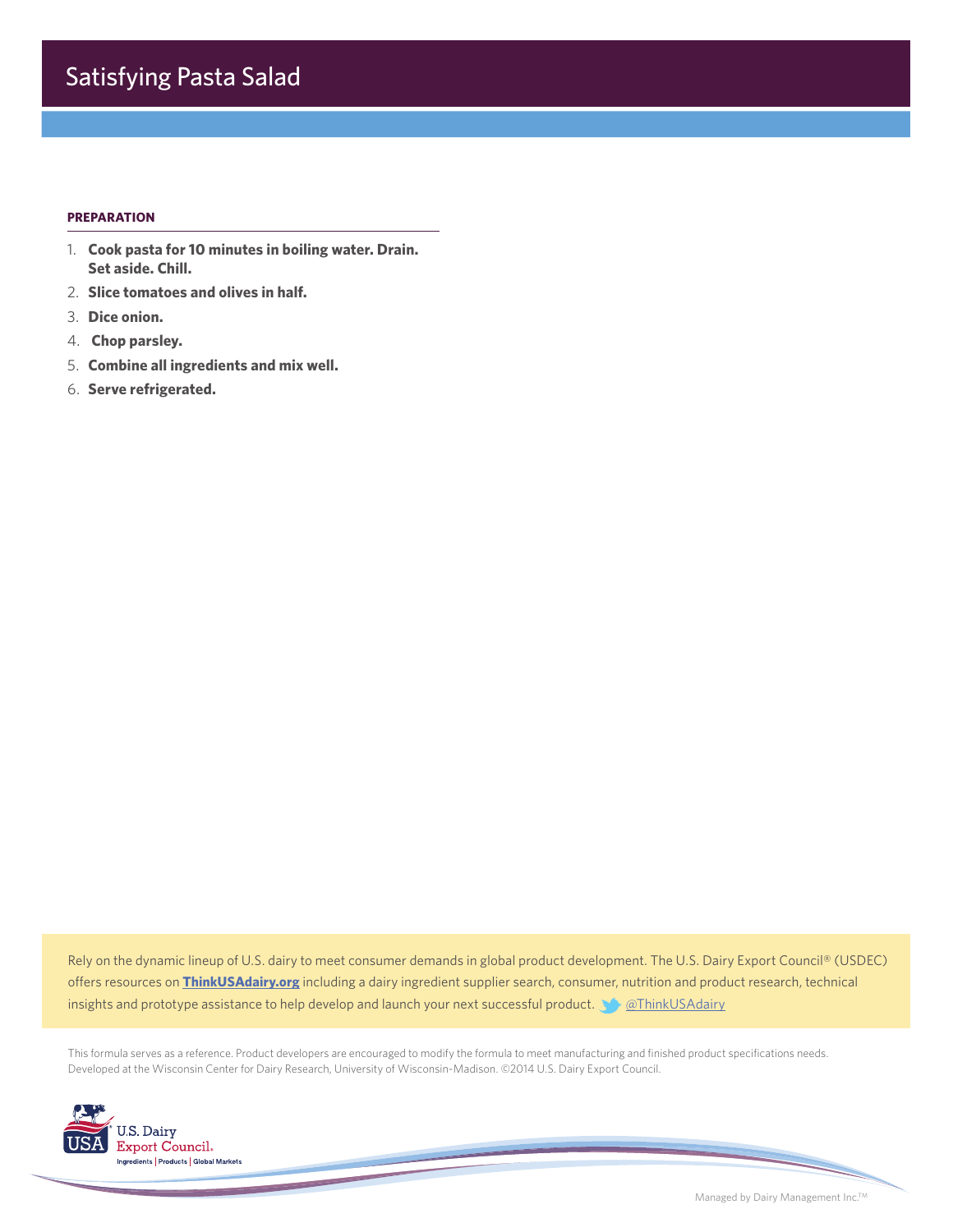# Satisfying Pasta Salad

**PREPARATION**

1. **Cook pasta for 10 minutes in boiling water. Drain. Set aside. Chill.**
2. **Slice tomatoes and olives in half.**
3. **Dice onion.**
4. **Chop parsley.**
5. **Combine all ingredients and mix well.**
6. **Serve refrigerated.**

Rely on the dynamic lineup of U.S. dairy to meet consumer demands in global product development. The U.S. Dairy Export Council® (USDEC) offers resources on **ThinkUSAdairy.org** including a dairy ingredient supplier search, consumer, nutrition and product research, technical insights and prototype assistance to help develop and launch your next successful product. @ThinkUSAdairy

This formula serves as a reference. Product developers are encouraged to modify the formula to meet manufacturing and finished product specifications needs. Developed at the Wisconsin Center for Dairy Research, University of Wisconsin-Madison. ©2014 U.S. Dairy Export Council.

U.S. Dairy Export Council.
Ingredients | Products | Global Markets

Managed by Dairy Management Inc.™